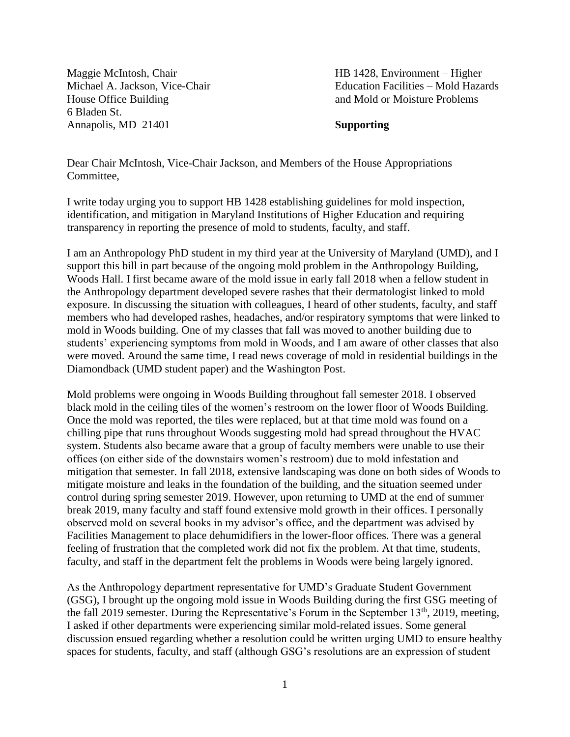Maggie McIntosh, Chair
Michael A. Jackson, Vice-Chair
House Office Building
6 Bladen St.
Annapolis, MD 21401

HB 1428, Environment – Higher Education Facilities – Mold Hazards and Mold or Moisture Problems

**Supporting**

Dear Chair McIntosh, Vice-Chair Jackson, and Members of the House Appropriations Committee,

I write today urging you to support HB 1428 establishing guidelines for mold inspection, identification, and mitigation in Maryland Institutions of Higher Education and requiring transparency in reporting the presence of mold to students, faculty, and staff.

I am an Anthropology PhD student in my third year at the University of Maryland (UMD), and I support this bill in part because of the ongoing mold problem in the Anthropology Building, Woods Hall. I first became aware of the mold issue in early fall 2018 when a fellow student in the Anthropology department developed severe rashes that their dermatologist linked to mold exposure. In discussing the situation with colleagues, I heard of other students, faculty, and staff members who had developed rashes, headaches, and/or respiratory symptoms that were linked to mold in Woods building. One of my classes that fall was moved to another building due to students' experiencing symptoms from mold in Woods, and I am aware of other classes that also were moved. Around the same time, I read news coverage of mold in residential buildings in the Diamondback (UMD student paper) and the Washington Post.

Mold problems were ongoing in Woods Building throughout fall semester 2018. I observed black mold in the ceiling tiles of the women's restroom on the lower floor of Woods Building. Once the mold was reported, the tiles were replaced, but at that time mold was found on a chilling pipe that runs throughout Woods suggesting mold had spread throughout the HVAC system. Students also became aware that a group of faculty members were unable to use their offices (on either side of the downstairs women's restroom) due to mold infestation and mitigation that semester. In fall 2018, extensive landscaping was done on both sides of Woods to mitigate moisture and leaks in the foundation of the building, and the situation seemed under control during spring semester 2019. However, upon returning to UMD at the end of summer break 2019, many faculty and staff found extensive mold growth in their offices. I personally observed mold on several books in my advisor's office, and the department was advised by Facilities Management to place dehumidifiers in the lower-floor offices. There was a general feeling of frustration that the completed work did not fix the problem. At that time, students, faculty, and staff in the department felt the problems in Woods were being largely ignored.

As the Anthropology department representative for UMD's Graduate Student Government (GSG), I brought up the ongoing mold issue in Woods Building during the first GSG meeting of the fall 2019 semester. During the Representative's Forum in the September 13th, 2019, meeting, I asked if other departments were experiencing similar mold-related issues. Some general discussion ensued regarding whether a resolution could be written urging UMD to ensure healthy spaces for students, faculty, and staff (although GSG's resolutions are an expression of student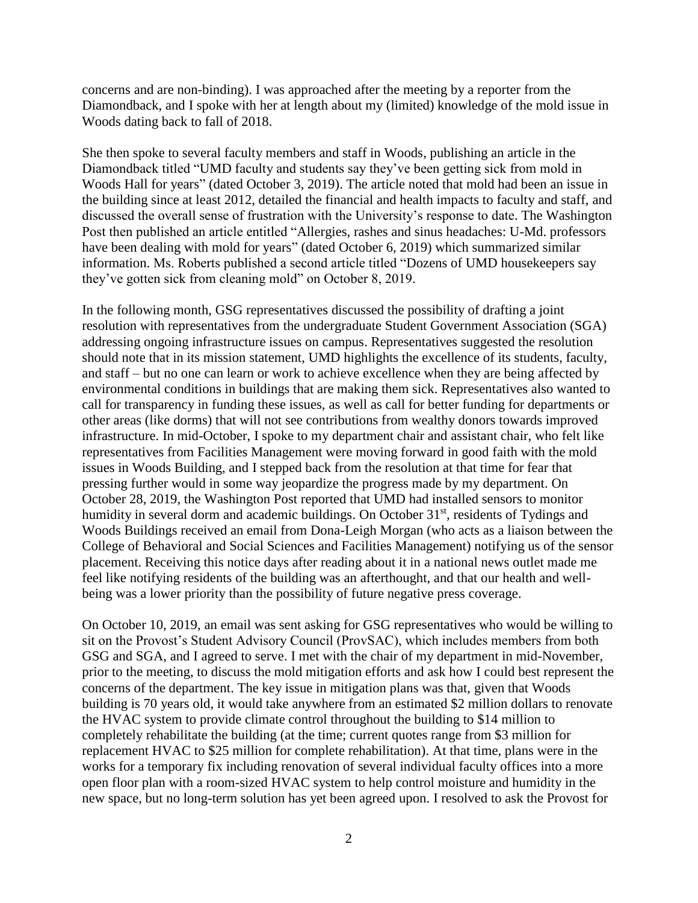concerns and are non-binding). I was approached after the meeting by a reporter from the Diamondback, and I spoke with her at length about my (limited) knowledge of the mold issue in Woods dating back to fall of 2018.

She then spoke to several faculty members and staff in Woods, publishing an article in the Diamondback titled "UMD faculty and students say they've been getting sick from mold in Woods Hall for years" (dated October 3, 2019). The article noted that mold had been an issue in the building since at least 2012, detailed the financial and health impacts to faculty and staff, and discussed the overall sense of frustration with the University's response to date. The Washington Post then published an article entitled "Allergies, rashes and sinus headaches: U-Md. professors have been dealing with mold for years" (dated October 6, 2019) which summarized similar information. Ms. Roberts published a second article titled "Dozens of UMD housekeepers say they've gotten sick from cleaning mold" on October 8, 2019.

In the following month, GSG representatives discussed the possibility of drafting a joint resolution with representatives from the undergraduate Student Government Association (SGA) addressing ongoing infrastructure issues on campus. Representatives suggested the resolution should note that in its mission statement, UMD highlights the excellence of its students, faculty, and staff – but no one can learn or work to achieve excellence when they are being affected by environmental conditions in buildings that are making them sick. Representatives also wanted to call for transparency in funding these issues, as well as call for better funding for departments or other areas (like dorms) that will not see contributions from wealthy donors towards improved infrastructure. In mid-October, I spoke to my department chair and assistant chair, who felt like representatives from Facilities Management were moving forward in good faith with the mold issues in Woods Building, and I stepped back from the resolution at that time for fear that pressing further would in some way jeopardize the progress made by my department. On October 28, 2019, the Washington Post reported that UMD had installed sensors to monitor humidity in several dorm and academic buildings. On October 31st, residents of Tydings and Woods Buildings received an email from Dona-Leigh Morgan (who acts as a liaison between the College of Behavioral and Social Sciences and Facilities Management) notifying us of the sensor placement. Receiving this notice days after reading about it in a national news outlet made me feel like notifying residents of the building was an afterthought, and that our health and well-being was a lower priority than the possibility of future negative press coverage.

On October 10, 2019, an email was sent asking for GSG representatives who would be willing to sit on the Provost's Student Advisory Council (ProvSAC), which includes members from both GSG and SGA, and I agreed to serve. I met with the chair of my department in mid-November, prior to the meeting, to discuss the mold mitigation efforts and ask how I could best represent the concerns of the department. The key issue in mitigation plans was that, given that Woods building is 70 years old, it would take anywhere from an estimated $2 million dollars to renovate the HVAC system to provide climate control throughout the building to $14 million to completely rehabilitate the building (at the time; current quotes range from $3 million for replacement HVAC to $25 million for complete rehabilitation). At that time, plans were in the works for a temporary fix including renovation of several individual faculty offices into a more open floor plan with a room-sized HVAC system to help control moisture and humidity in the new space, but no long-term solution has yet been agreed upon. I resolved to ask the Provost for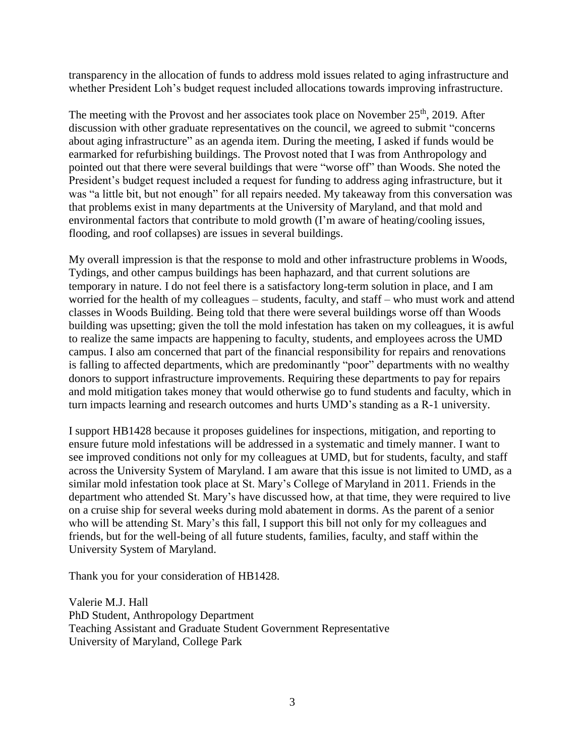transparency in the allocation of funds to address mold issues related to aging infrastructure and whether President Loh's budget request included allocations towards improving infrastructure.

The meeting with the Provost and her associates took place on November 25th, 2019. After discussion with other graduate representatives on the council, we agreed to submit "concerns about aging infrastructure" as an agenda item. During the meeting, I asked if funds would be earmarked for refurbishing buildings. The Provost noted that I was from Anthropology and pointed out that there were several buildings that were "worse off" than Woods. She noted the President's budget request included a request for funding to address aging infrastructure, but it was "a little bit, but not enough" for all repairs needed. My takeaway from this conversation was that problems exist in many departments at the University of Maryland, and that mold and environmental factors that contribute to mold growth (I'm aware of heating/cooling issues, flooding, and roof collapses) are issues in several buildings.

My overall impression is that the response to mold and other infrastructure problems in Woods, Tydings, and other campus buildings has been haphazard, and that current solutions are temporary in nature. I do not feel there is a satisfactory long-term solution in place, and I am worried for the health of my colleagues – students, faculty, and staff – who must work and attend classes in Woods Building. Being told that there were several buildings worse off than Woods building was upsetting; given the toll the mold infestation has taken on my colleagues, it is awful to realize the same impacts are happening to faculty, students, and employees across the UMD campus. I also am concerned that part of the financial responsibility for repairs and renovations is falling to affected departments, which are predominantly "poor" departments with no wealthy donors to support infrastructure improvements. Requiring these departments to pay for repairs and mold mitigation takes money that would otherwise go to fund students and faculty, which in turn impacts learning and research outcomes and hurts UMD's standing as a R-1 university.

I support HB1428 because it proposes guidelines for inspections, mitigation, and reporting to ensure future mold infestations will be addressed in a systematic and timely manner. I want to see improved conditions not only for my colleagues at UMD, but for students, faculty, and staff across the University System of Maryland. I am aware that this issue is not limited to UMD, as a similar mold infestation took place at St. Mary's College of Maryland in 2011. Friends in the department who attended St. Mary's have discussed how, at that time, they were required to live on a cruise ship for several weeks during mold abatement in dorms. As the parent of a senior who will be attending St. Mary's this fall, I support this bill not only for my colleagues and friends, but for the well-being of all future students, families, faculty, and staff within the University System of Maryland.

Thank you for your consideration of HB1428.

Valerie M.J. Hall
PhD Student, Anthropology Department
Teaching Assistant and Graduate Student Government Representative
University of Maryland, College Park